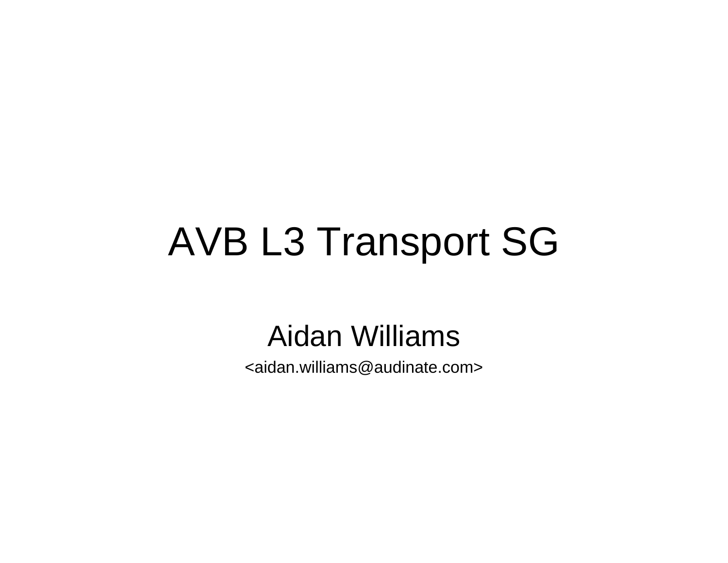# AVB L3 Transport SG

Aidan Williams

<aidan.williams@audinate.com>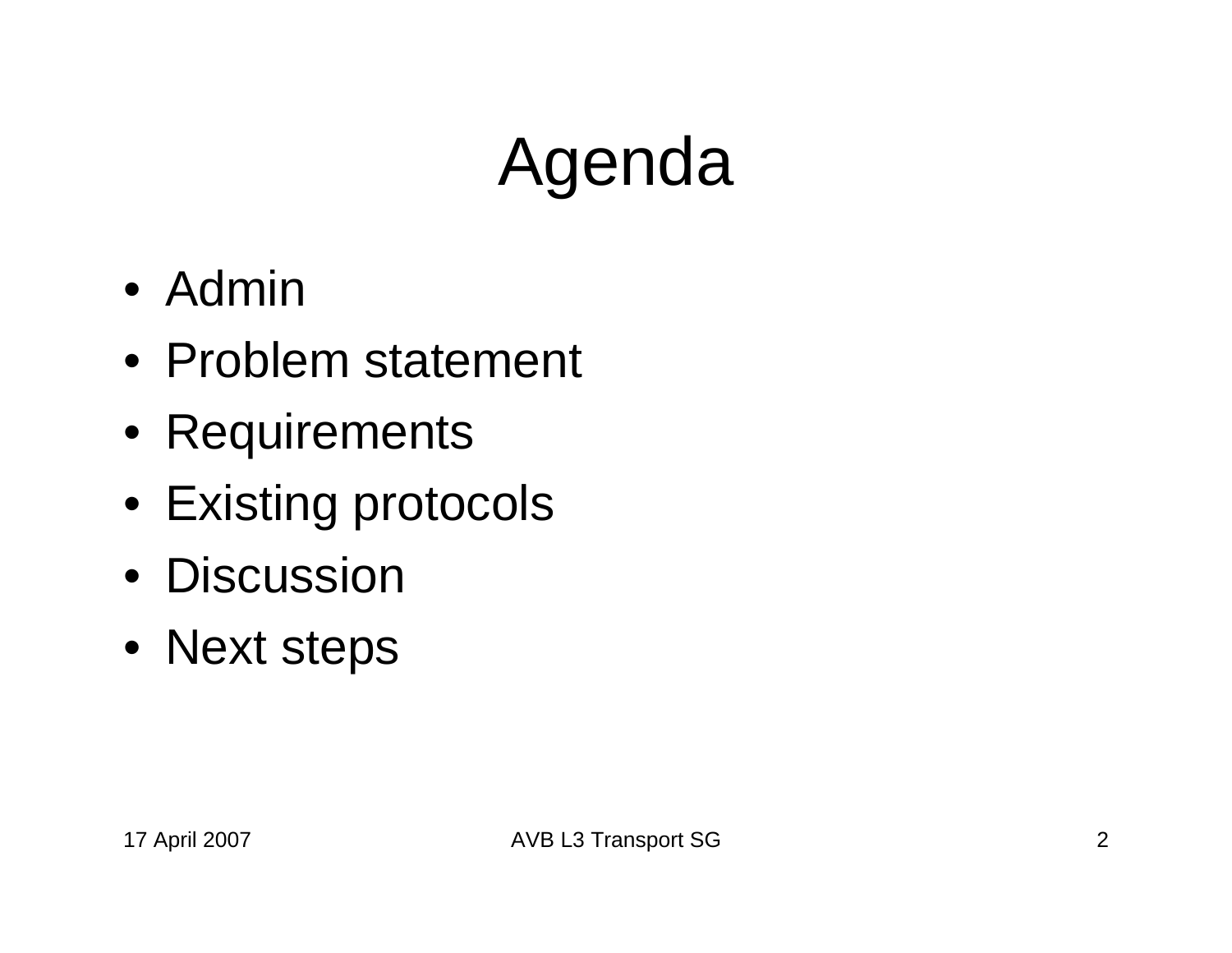# Agenda

- Admin
- Problem statement
- Requirements
- Existing protocols
- Discussion
- Next steps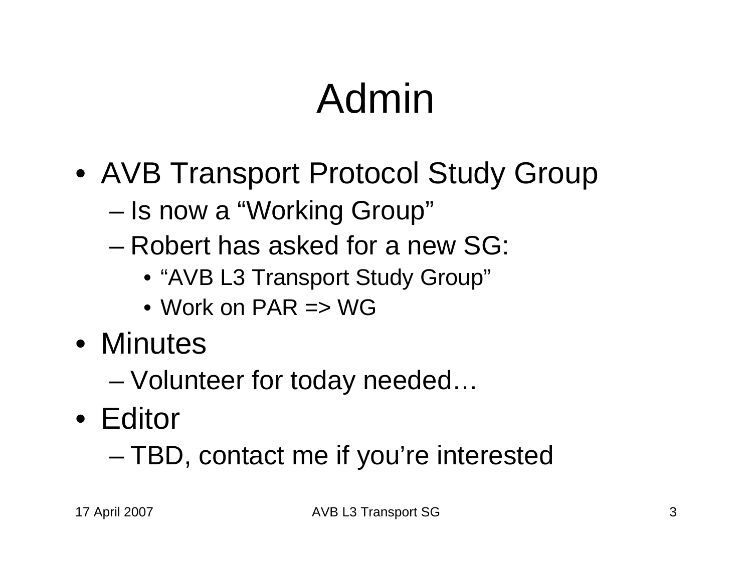# Admin

- AVB Transport Protocol Study Group
  - Is now a “Working Group”
  - Robert has asked for a new SG:
    - “AVB L3 Transport Study Group”
    - Work on PAR => WG
- Minutes
  - Volunteer for today needed…
- Editor
  - TBD, contact me if you’re interested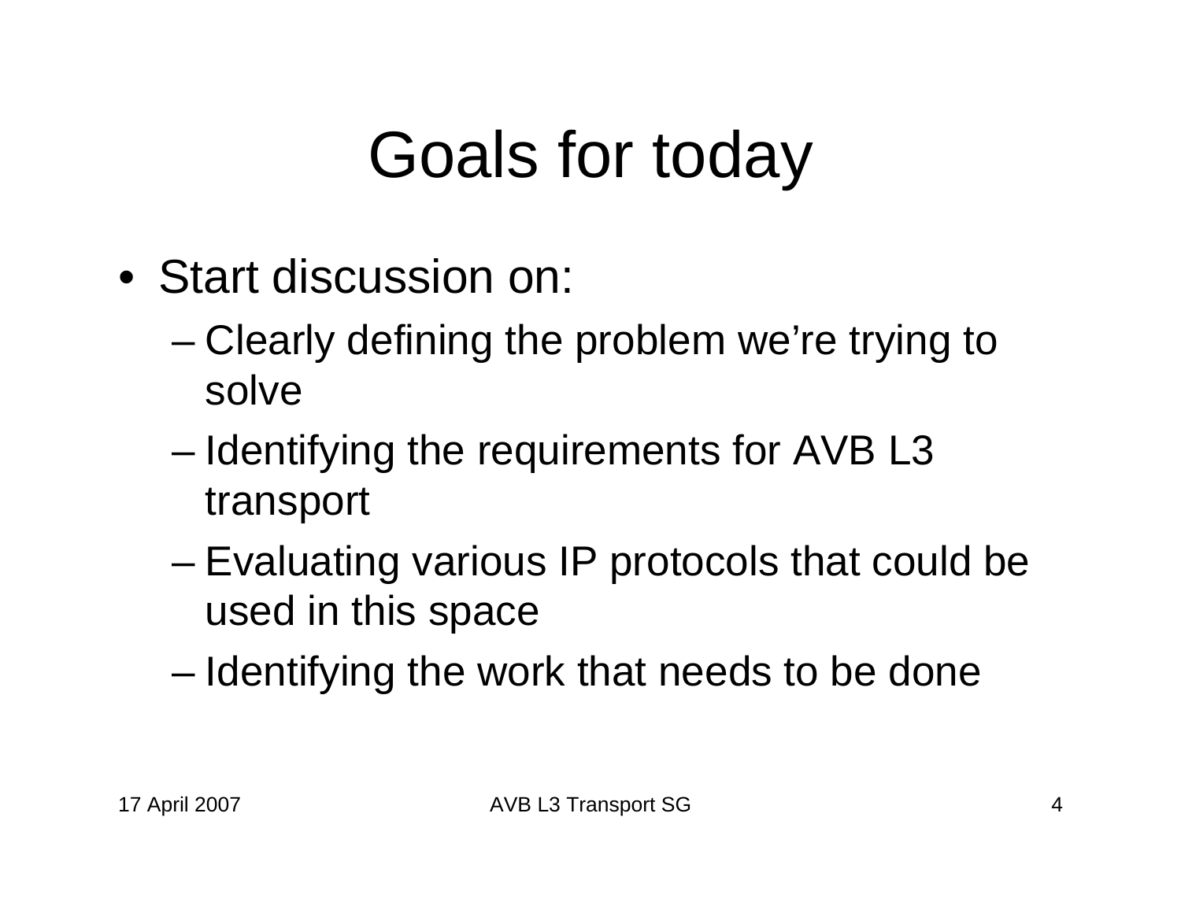# Goals for today

- Start discussion on:
  - Clearly defining the problem we're trying to solve
  - Identifying the requirements for AVB L3 transport
  - Evaluating various IP protocols that could be used in this space
  - Identifying the work that needs to be done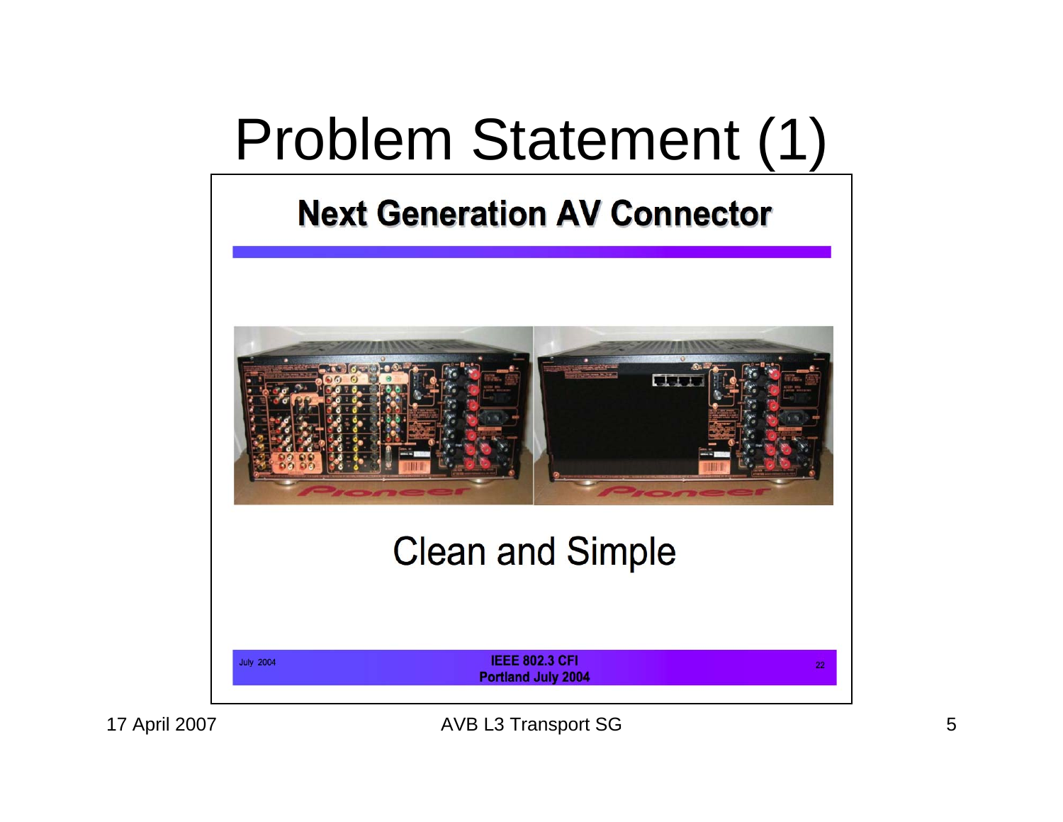# Problem Statement (1)

## Next Generation AV Connector

Clean and Simple

July 2004

**IEEE 802.3 CFI**
**Portland July 2004**

22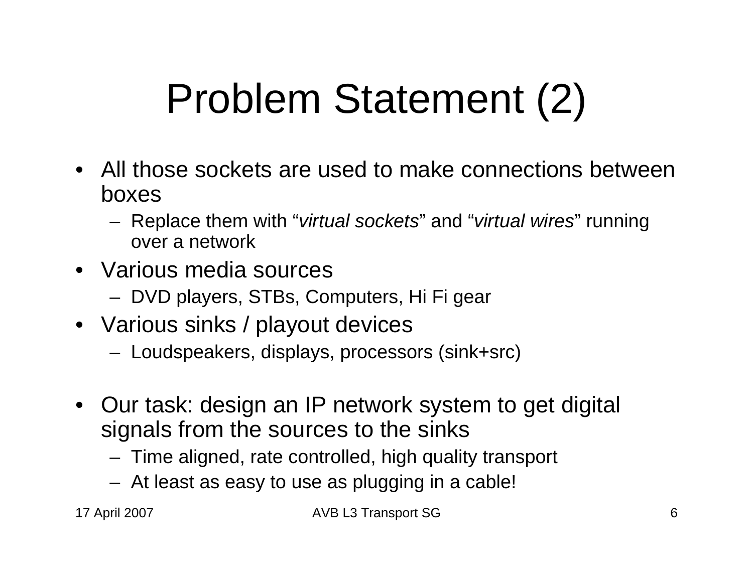# Problem Statement (2)

- All those sockets are used to make connections between boxes
  - Replace them with "*virtual sockets*" and "*virtual wires*" running over a network
- Various media sources
  - DVD players, STBs, Computers, Hi Fi gear
- Various sinks / playout devices
  - Loudspeakers, displays, processors (sink+src)

- Our task: design an IP network system to get digital signals from the sources to the sinks
  - Time aligned, rate controlled, high quality transport
  - At least as easy to use as plugging in a cable!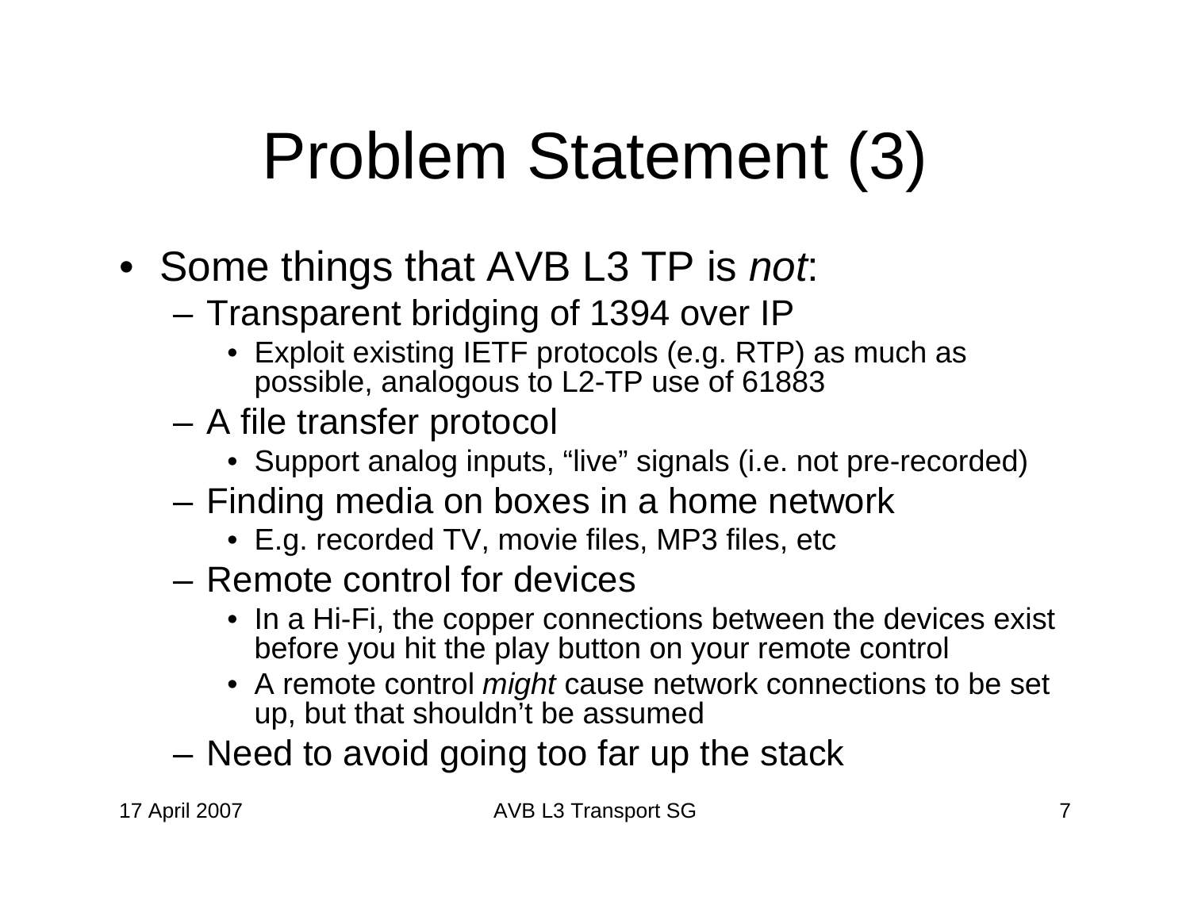# Problem Statement (3)

- Some things that AVB L3 TP is *not*:
  - Transparent bridging of 1394 over IP
    - Exploit existing IETF protocols (e.g. RTP) as much as possible, analogous to L2-TP use of 61883
  - A file transfer protocol
    - Support analog inputs, “live” signals (i.e. not pre-recorded)
  - Finding media on boxes in a home network
    - E.g. recorded TV, movie files, MP3 files, etc
  - Remote control for devices
    - In a Hi-Fi, the copper connections between the devices exist before you hit the play button on your remote control
    - A remote control *might* cause network connections to be set up, but that shouldn’t be assumed
  - Need to avoid going too far up the stack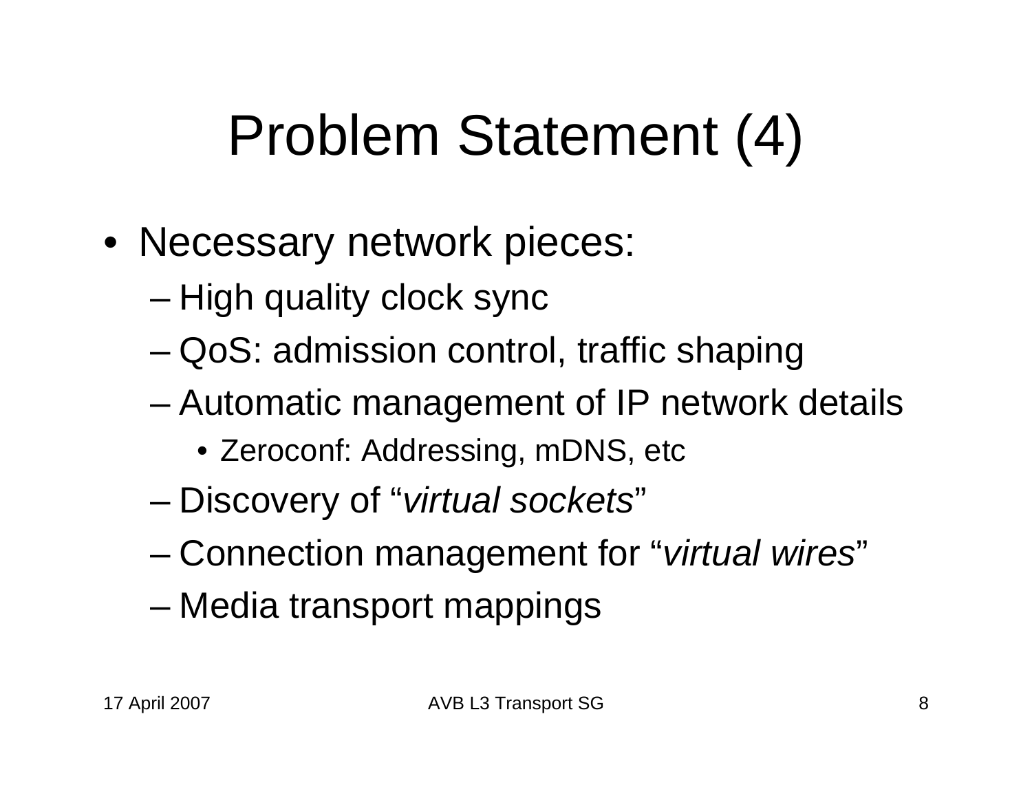# Problem Statement (4)

- Necessary network pieces:
  - High quality clock sync
  - QoS: admission control, traffic shaping
  - Automatic management of IP network details
    - Zeroconf: Addressing, mDNS, etc
  - Discovery of "*virtual sockets*"
  - Connection management for "*virtual wires*"
  - Media transport mappings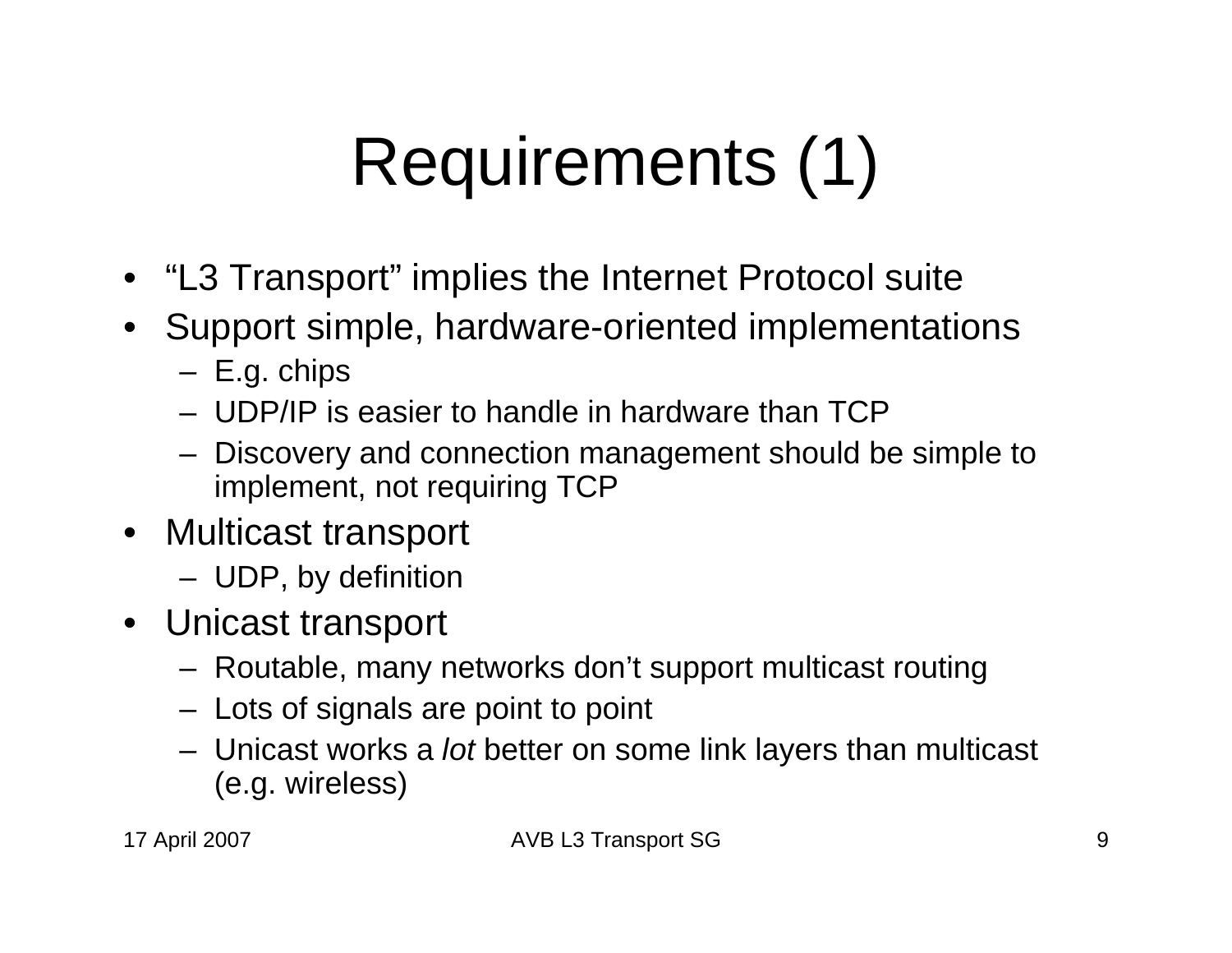# Requirements (1)

- "L3 Transport" implies the Internet Protocol suite
- Support simple, hardware-oriented implementations
  - E.g. chips
  - UDP/IP is easier to handle in hardware than TCP
  - Discovery and connection management should be simple to implement, not requiring TCP
- Multicast transport
  - UDP, by definition
- Unicast transport
  - Routable, many networks don't support multicast routing
  - Lots of signals are point to point
  - Unicast works a *lot* better on some link layers than multicast (e.g. wireless)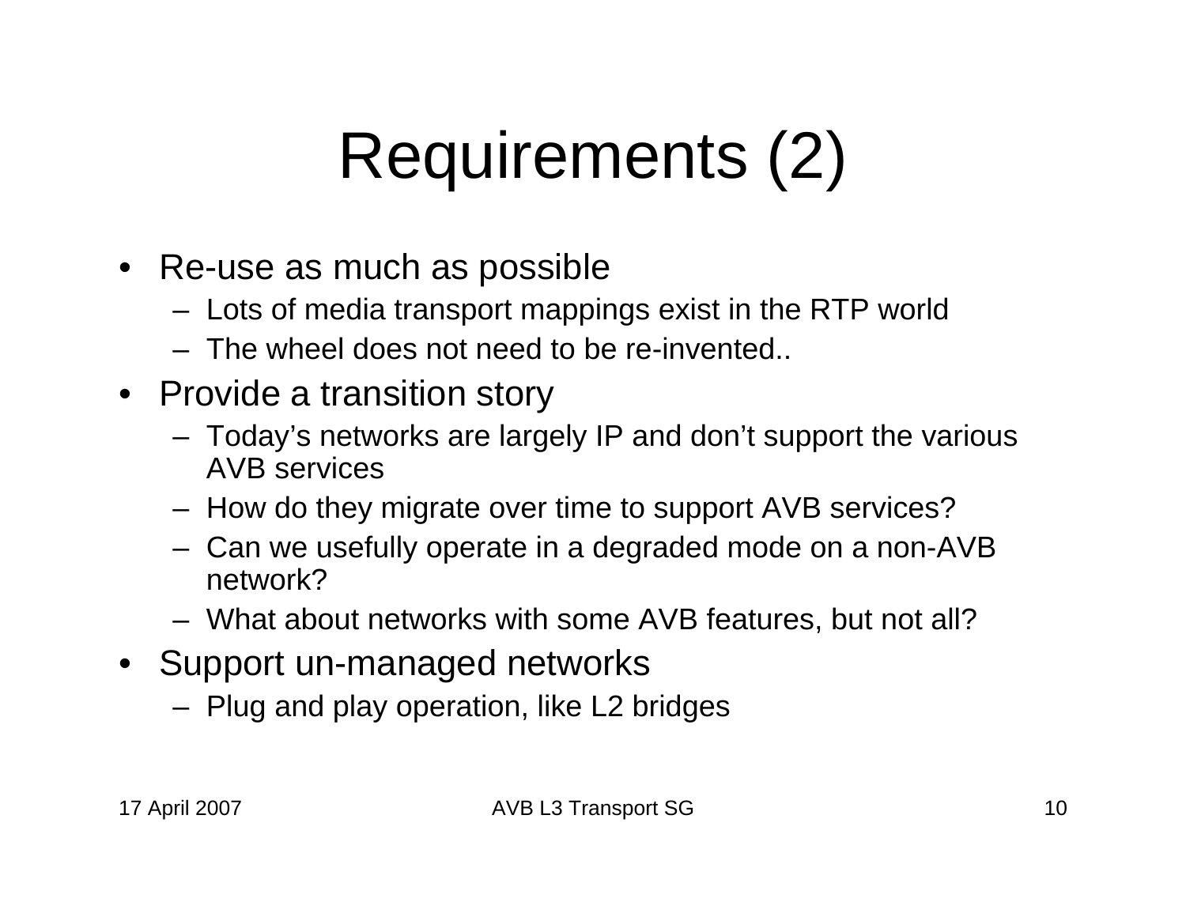# Requirements (2)

- Re-use as much as possible
  - Lots of media transport mappings exist in the RTP world
  - The wheel does not need to be re-invented..
- Provide a transition story
  - Today's networks are largely IP and don't support the various AVB services
  - How do they migrate over time to support AVB services?
  - Can we usefully operate in a degraded mode on a non-AVB network?
  - What about networks with some AVB features, but not all?
- Support un-managed networks
  - Plug and play operation, like L2 bridges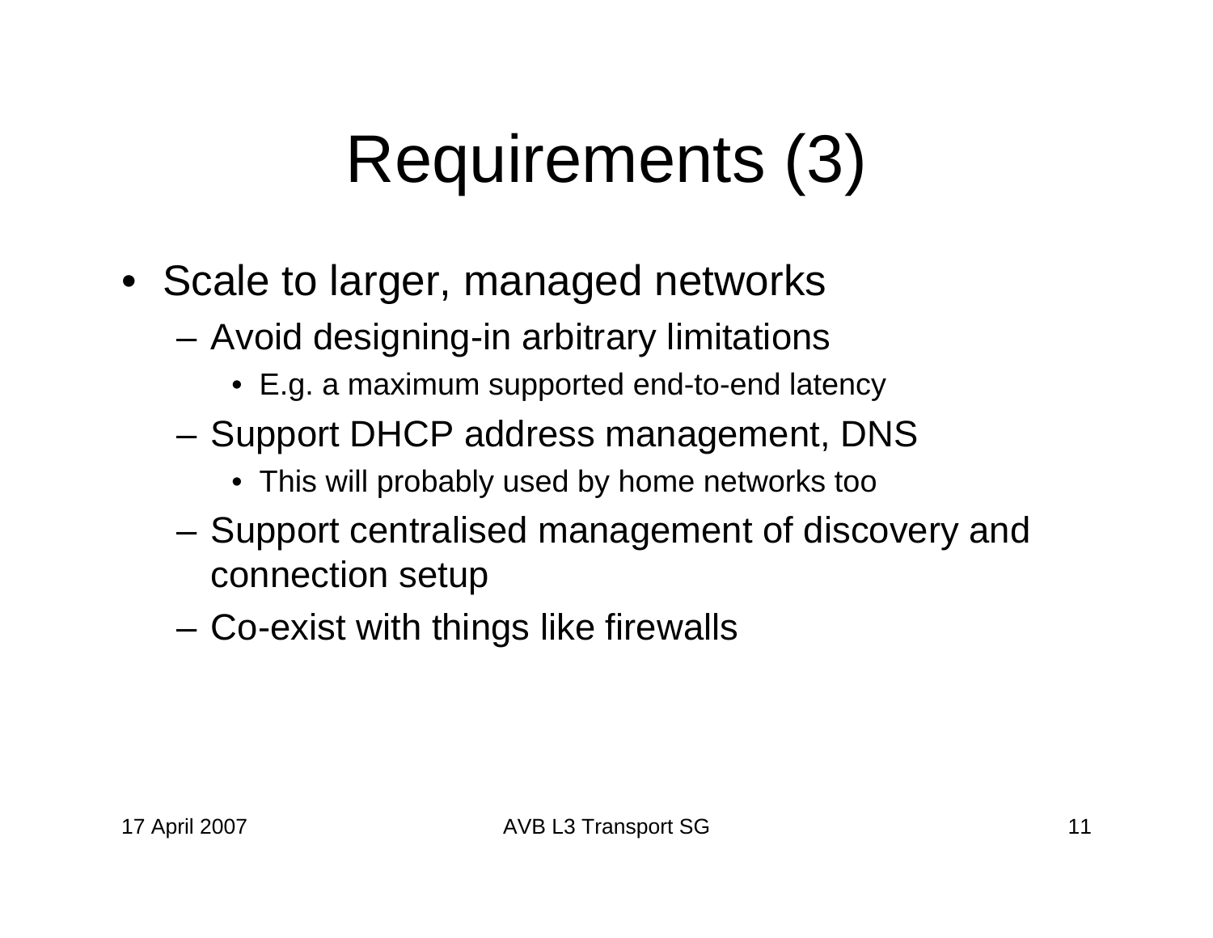# Requirements (3)

- Scale to larger, managed networks
  - Avoid designing-in arbitrary limitations
    - E.g. a maximum supported end-to-end latency
  - Support DHCP address management, DNS
    - This will probably used by home networks too
  - Support centralised management of discovery and connection setup
  - Co-exist with things like firewalls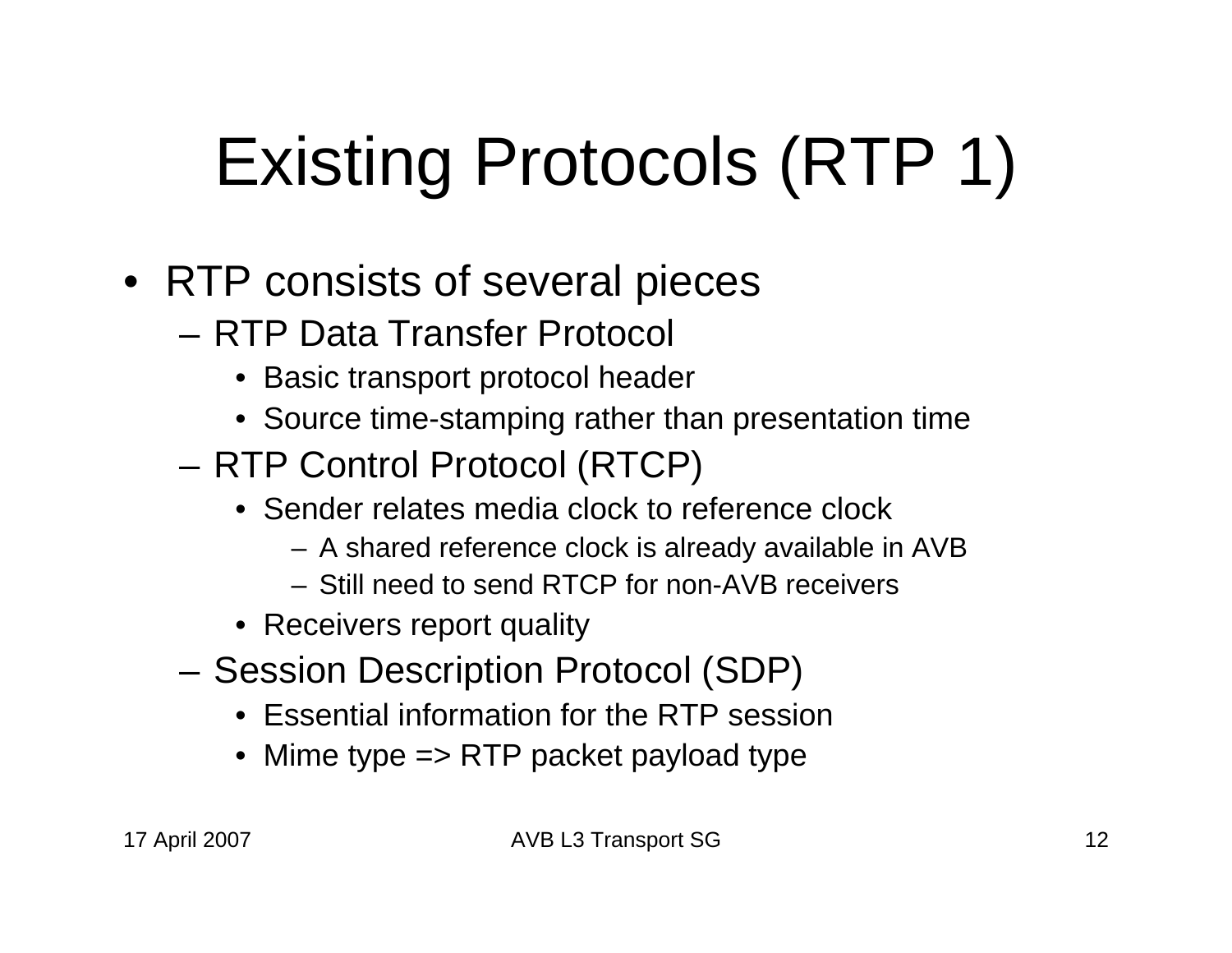# Existing Protocols (RTP 1)

- RTP consists of several pieces
  - RTP Data Transfer Protocol
    - Basic transport protocol header
    - Source time-stamping rather than presentation time
  - RTP Control Protocol (RTCP)
    - Sender relates media clock to reference clock
      - A shared reference clock is already available in AVB
      - Still need to send RTCP for non-AVB receivers
    - Receivers report quality
  - Session Description Protocol (SDP)
    - Essential information for the RTP session
    - Mime type => RTP packet payload type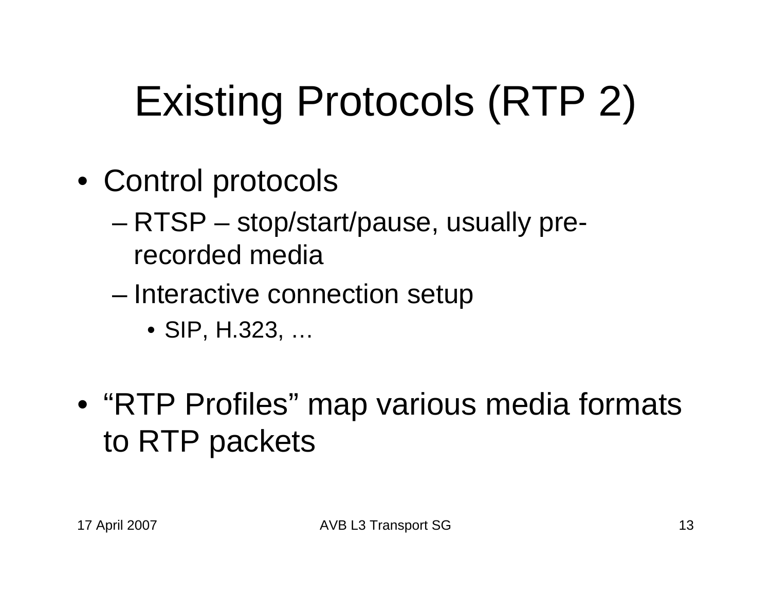# Existing Protocols (RTP 2)

- Control protocols
  - RTSP – stop/start/pause, usually pre-recorded media
  - Interactive connection setup
    - SIP, H.323, …
- “RTP Profiles” map various media formats to RTP packets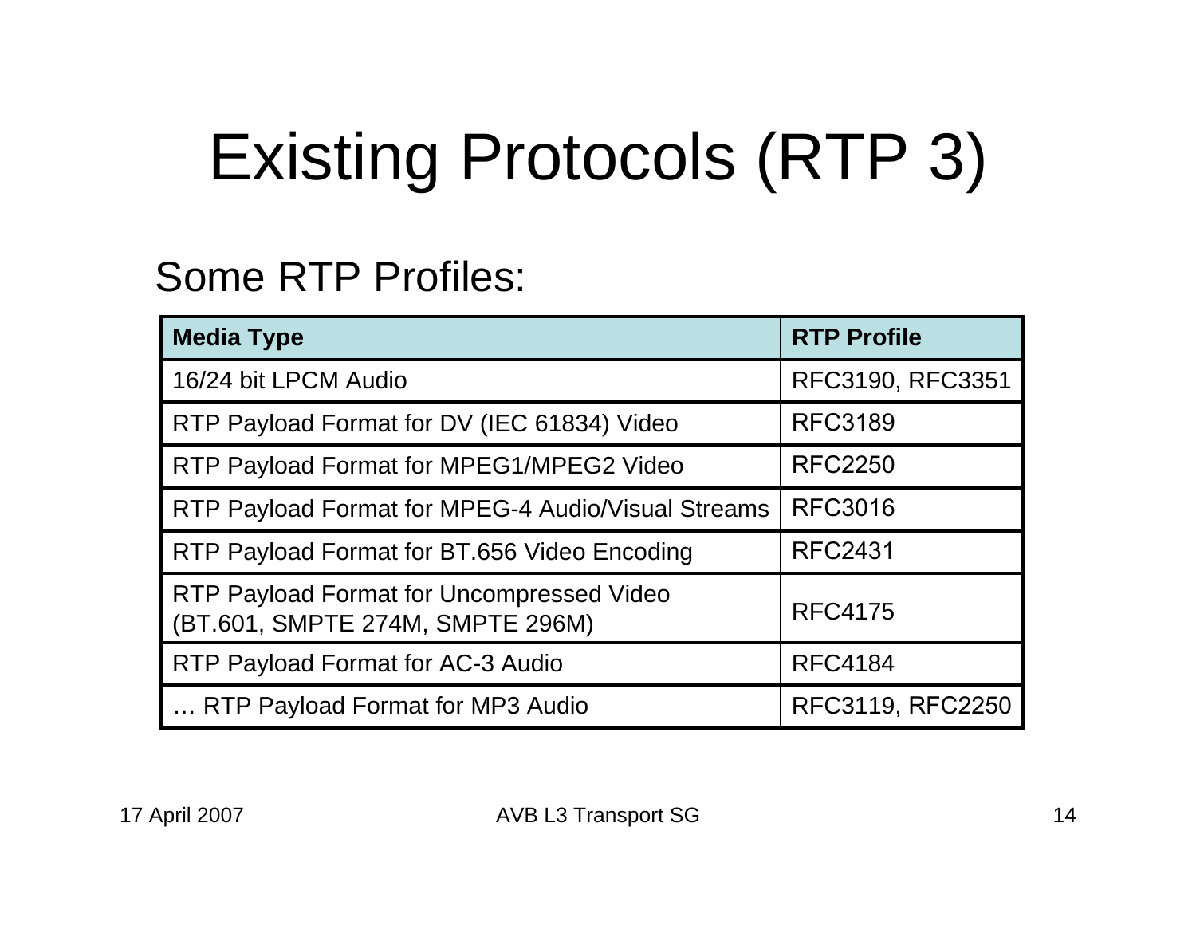# Existing Protocols (RTP 3)

Some RTP Profiles:

| **Media Type** | **RTP Profile** |
|---|---|
| 16/24 bit LPCM Audio | RFC3190, RFC3351 |
| RTP Payload Format for DV (IEC 61834) Video | RFC3189 |
| RTP Payload Format for MPEG1/MPEG2 Video | RFC2250 |
| RTP Payload Format for MPEG-4 Audio/Visual Streams | RFC3016 |
| RTP Payload Format for BT.656 Video Encoding | RFC2431 |
| RTP Payload Format for Uncompressed Video (BT.601, SMPTE 274M, SMPTE 296M) | RFC4175 |
| RTP Payload Format for AC-3 Audio | RFC4184 |
| … RTP Payload Format for MP3 Audio | RFC3119, RFC2250 |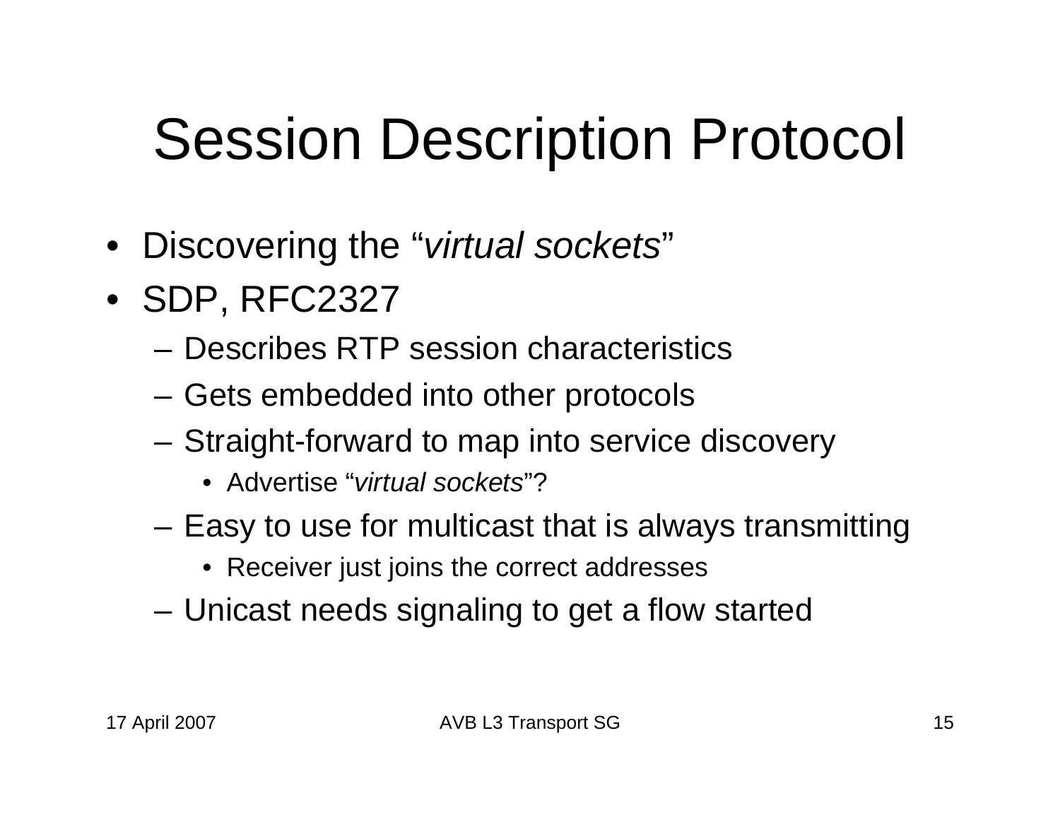# Session Description Protocol

- Discovering the "*virtual sockets*"
- SDP, RFC2327
  - Describes RTP session characteristics
  - Gets embedded into other protocols
  - Straight-forward to map into service discovery
    - Advertise "*virtual sockets*"?
  - Easy to use for multicast that is always transmitting
    - Receiver just joins the correct addresses
  - Unicast needs signaling to get a flow started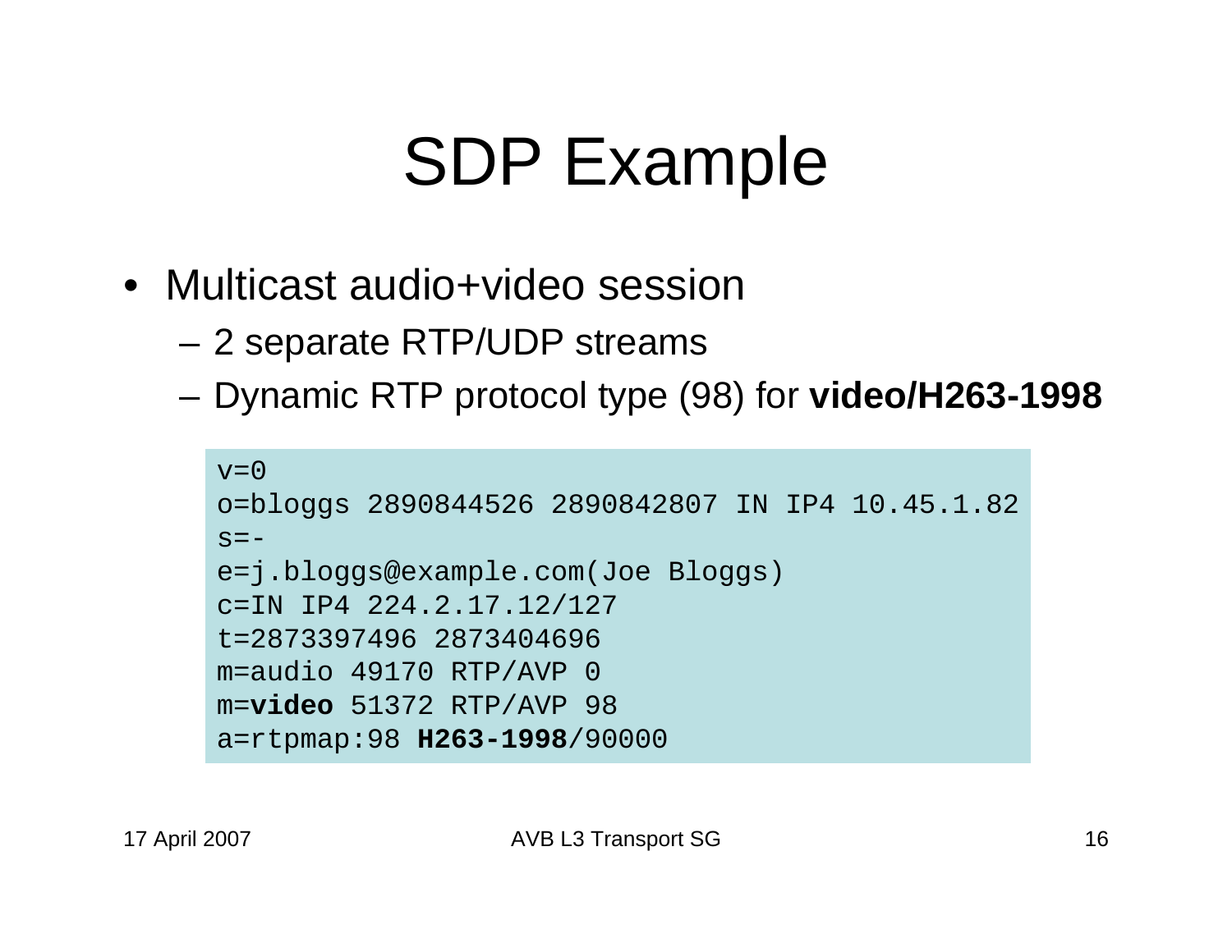# SDP Example

- Multicast audio+video session
  - 2 separate RTP/UDP streams
  - Dynamic RTP protocol type (98) for **video/H263-1998**

```
v=0
o=bloggs 2890844526 2890842807 IN IP4 10.45.1.82
s=-
e=j.bloggs@example.com(Joe Bloggs)
c=IN IP4 224.2.17.12/127
t=2873397496 2873404696
m=audio 49170 RTP/AVP 0
m=video 51372 RTP/AVP 98
a=rtpmap:98 H263-1998/90000
```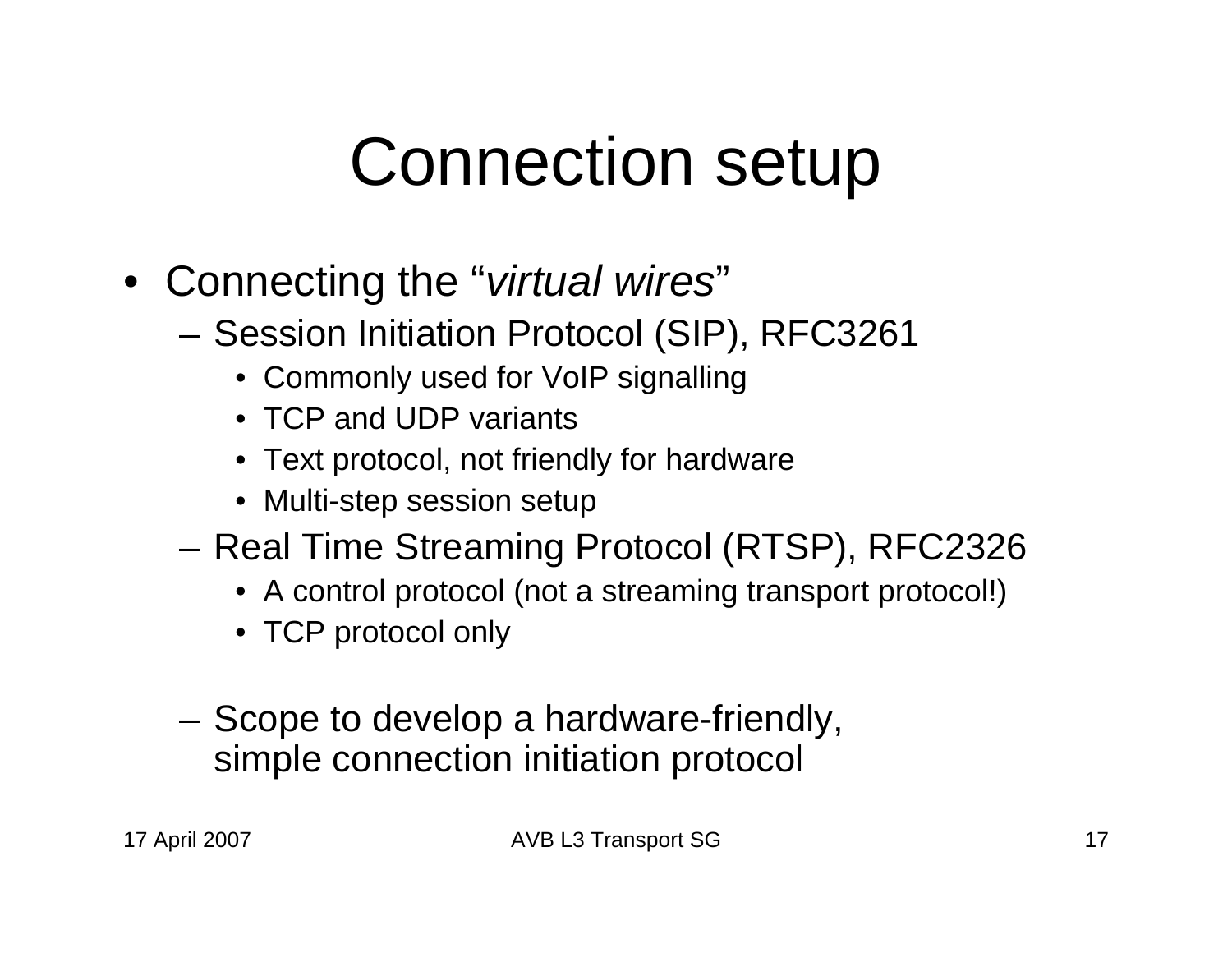# Connection setup

- Connecting the "*virtual wires*"
  - Session Initiation Protocol (SIP), RFC3261
    - Commonly used for VoIP signalling
    - TCP and UDP variants
    - Text protocol, not friendly for hardware
    - Multi-step session setup
  - Real Time Streaming Protocol (RTSP), RFC2326
    - A control protocol (not a streaming transport protocol!)
    - TCP protocol only
  - Scope to develop a hardware-friendly, simple connection initiation protocol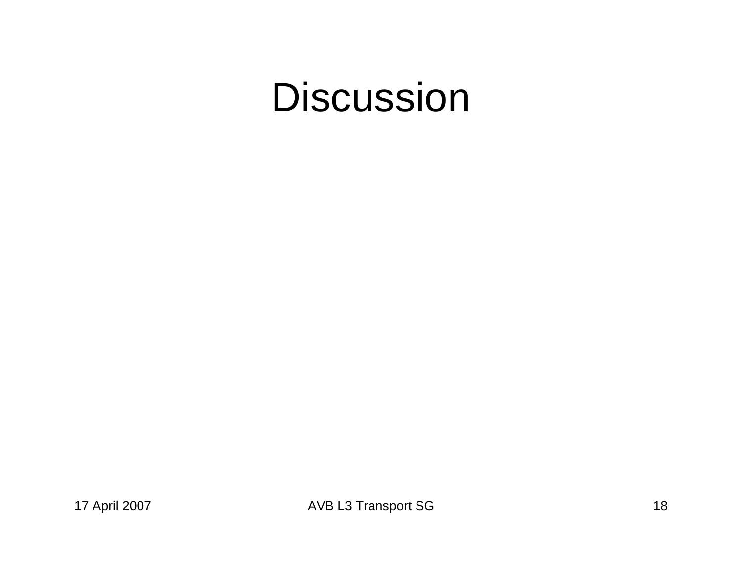# Discussion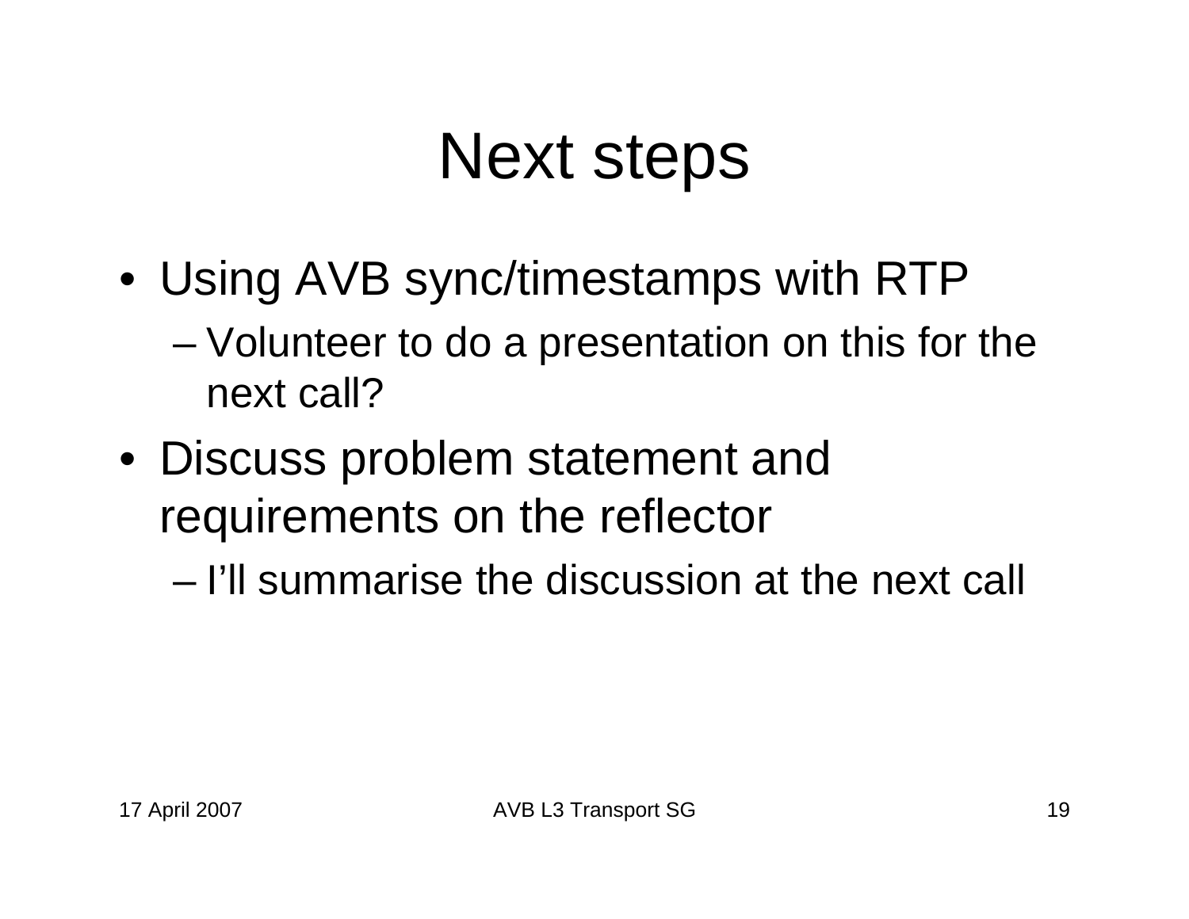# Next steps

- Using AVB sync/timestamps with RTP
  - Volunteer to do a presentation on this for the next call?
- Discuss problem statement and requirements on the reflector
  - I'll summarise the discussion at the next call